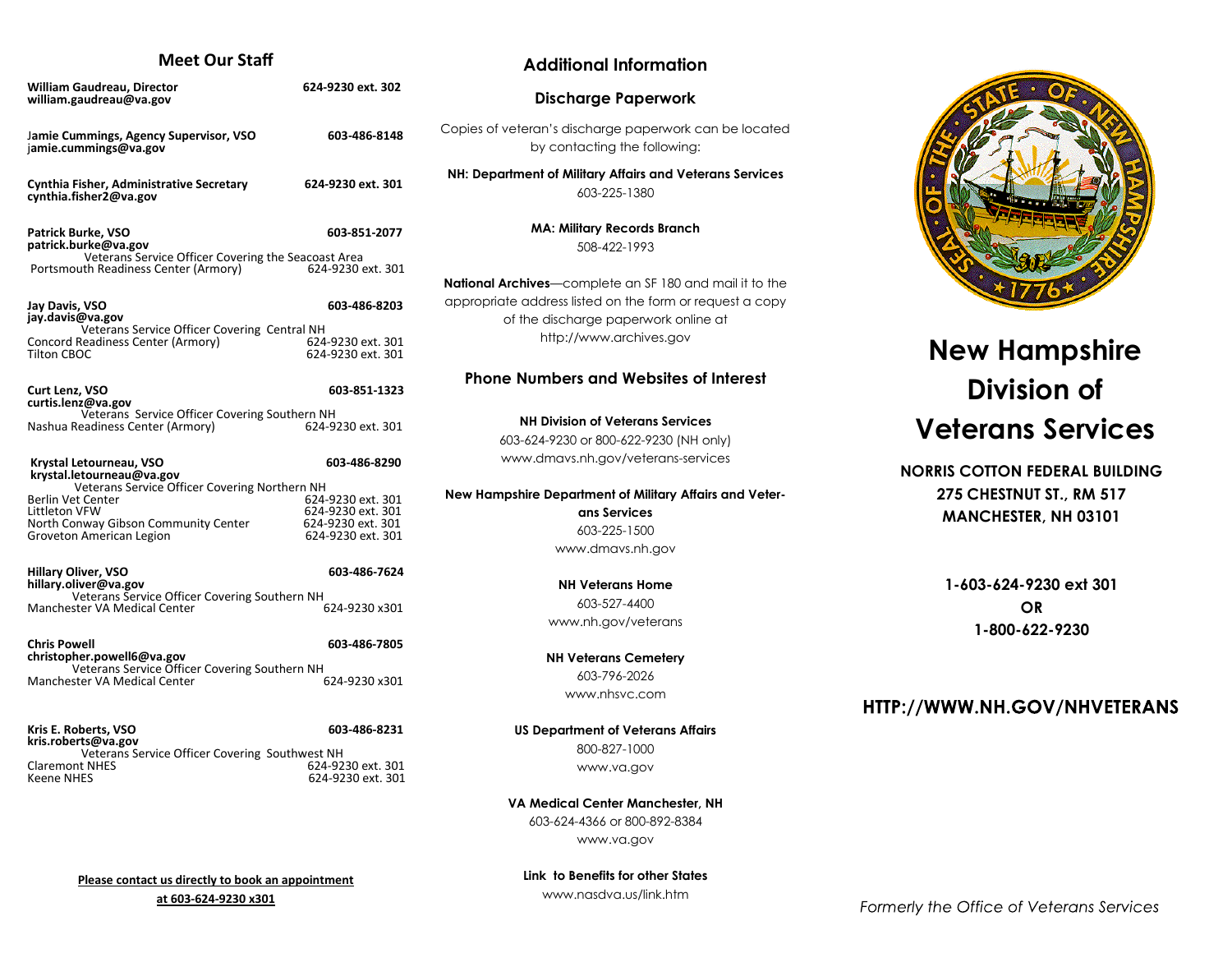## Meet Our Staff

**William Gaudreau, Director** — 624-9230 ext. 302
**william.gaudreau@va.gov**

**Jamie Cummings, Agency Supervisor, VSO** — 603-486-8148
**jamie.cummings@va.gov**

**Cynthia Fisher, Administrative Secretary** — 624-9230 ext. 301
**cynthia.fisher2@va.gov**

**Patrick Burke, VSO** — 603-851-2077
**patrick.burke@va.gov**
Veterans Service Officer Covering the Seacoast Area
Portsmouth Readiness Center (Armory) — 624-9230 ext. 301

**Jay Davis, VSO** — 603-486-8203
**jay.davis@va.gov**
Veterans Service Officer Covering Central NH
Concord Readiness Center (Armory) — 624-9230 ext. 301
Tilton CBOC — 624-9230 ext. 301

**Curt Lenz, VSO** — 603-851-1323
**curtis.lenz@va.gov**
Veterans Service Officer Covering Southern NH
Nashua Readiness Center (Armory) — 624-9230 ext. 301

**Krystal Letourneau, VSO** — 603-486-8290
**krystal.letourneau@va.gov**
Veterans Service Officer Covering Northern NH
Berlin Vet Center — 624-9230 ext. 301
Littleton VFW — 624-9230 ext. 301
North Conway Gibson Community Center — 624-9230 ext. 301
Groveton American Legion — 624-9230 ext. 301

**Hillary Oliver, VSO** — 603-486-7624
**hillary.oliver@va.gov**
Veterans Service Officer Covering Southern NH
Manchester VA Medical Center — 624-9230 x301

**Chris Powell** — 603-486-7805
**christopher.powell6@va.gov**
Veterans Service Officer Covering Southern NH
Manchester VA Medical Center — 624-9230 x301

**Kris E. Roberts, VSO** — 603-486-8231
**kris.roberts@va.gov**
Veterans Service Officer Covering Southwest NH
Claremont NHES — 624-9230 ext. 301
Keene NHES — 624-9230 ext. 301

**Please contact us directly to book an appointment at 603-624-9230 x301**

## Additional Information

### Discharge Paperwork

Copies of veteran's discharge paperwork can be located by contacting the following:

**NH: Department of Military Affairs and Veterans Services**
603-225-1380

**MA: Military Records Branch**
508-422-1993

**National Archives**—complete an SF 180 and mail it to the appropriate address listed on the form or request a copy of the discharge paperwork online at http://www.archives.gov

### Phone Numbers and Websites of Interest

**NH Division of Veterans Services**
603-624-9230 or 800-622-9230 (NH only)
www.dmavs.nh.gov/veterans-services

**New Hampshire Department of Military Affairs and Veterans Services**
603-225-1500
www.dmavs.nh.gov

**NH Veterans Home**
603-527-4400
www.nh.gov/veterans

**NH Veterans Cemetery**
603-796-2026
www.nhsvc.com

**US Department of Veterans Affairs**
800-827-1000
www.va.gov

**VA Medical Center Manchester, NH**
603-624-4366 or 800-892-8384
www.va.gov

**Link to Benefits for other States**
www.nasdva.us/link.htm

# New Hampshire Division of Veterans Services

**NORRIS COTTON FEDERAL BUILDING**
**275 CHESTNUT ST., RM 517**
**MANCHESTER, NH 03101**

**1-603-624-9230 ext 301**
**OR**
**1-800-622-9230**

**HTTP://WWW.NH.GOV/NHVETERANS**

*Formerly the Office of Veterans Services*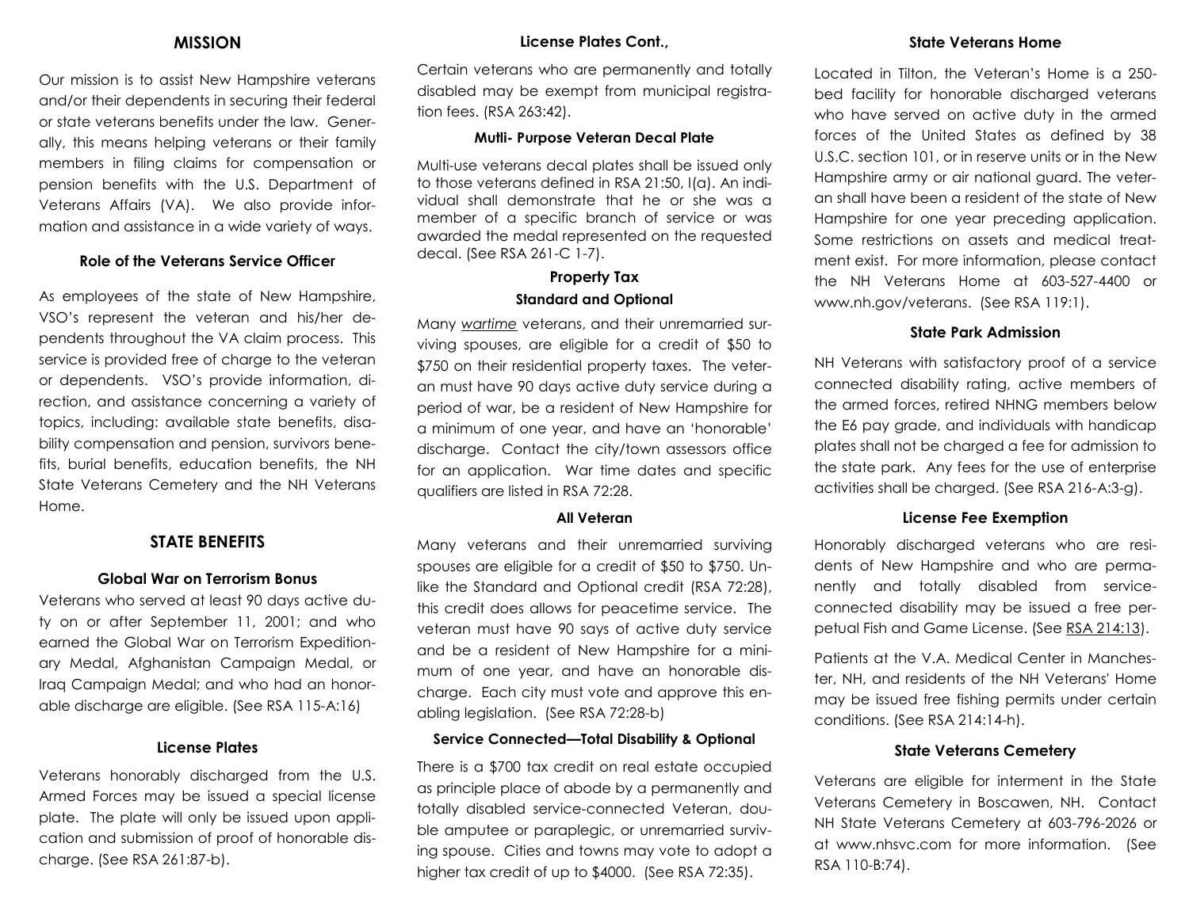## MISSION

Our mission is to assist New Hampshire veterans and/or their dependents in securing their federal or state veterans benefits under the law. Generally, this means helping veterans or their family members in filing claims for compensation or pension benefits with the U.S. Department of Veterans Affairs (VA). We also provide information and assistance in a wide variety of ways.

### Role of the Veterans Service Officer

As employees of the state of New Hampshire, VSO's represent the veteran and his/her dependents throughout the VA claim process. This service is provided free of charge to the veteran or dependents. VSO's provide information, direction, and assistance concerning a variety of topics, including: available state benefits, disability compensation and pension, survivors benefits, burial benefits, education benefits, the NH State Veterans Cemetery and the NH Veterans Home.

## STATE BENEFITS

### Global War on Terrorism Bonus

Veterans who served at least 90 days active duty on or after September 11, 2001; and who earned the Global War on Terrorism Expeditionary Medal, Afghanistan Campaign Medal, or Iraq Campaign Medal; and who had an honorable discharge are eligible. (See RSA 115-A:16)

### License Plates

Veterans honorably discharged from the U.S. Armed Forces may be issued a special license plate. The plate will only be issued upon application and submission of proof of honorable discharge. (See RSA 261:87-b).

### License Plates Cont.,

Certain veterans who are permanently and totally disabled may be exempt from municipal registration fees. (RSA 263:42).

### Mutli- Purpose Veteran Decal Plate

Multi-use veterans decal plates shall be issued only to those veterans defined in RSA 21:50, I(a). An individual shall demonstrate that he or she was a member of a specific branch of service or was awarded the medal represented on the requested decal. (See RSA 261-C 1-7).

### Property Tax

#### Standard and Optional

Many *wartime* veterans, and their unremarried surviving spouses, are eligible for a credit of $50 to $750 on their residential property taxes. The veteran must have 90 days active duty service during a period of war, be a resident of New Hampshire for a minimum of one year, and have an 'honorable' discharge. Contact the city/town assessors office for an application. War time dates and specific qualifiers are listed in RSA 72:28.

#### All Veteran

Many veterans and their unremarried surviving spouses are eligible for a credit of $50 to $750. Unlike the Standard and Optional credit (RSA 72:28), this credit does allows for peacetime service. The veteran must have 90 says of active duty service and be a resident of New Hampshire for a minimum of one year, and have an honorable discharge. Each city must vote and approve this enabling legislation. (See RSA 72:28-b)

#### Service Connected—Total Disability & Optional

There is a $700 tax credit on real estate occupied as principle place of abode by a permanently and totally disabled service-connected Veteran, double amputee or paraplegic, or unremarried surviving spouse. Cities and towns may vote to adopt a higher tax credit of up to $4000. (See RSA 72:35).

### State Veterans Home

Located in Tilton, the Veteran's Home is a 250-bed facility for honorable discharged veterans who have served on active duty in the armed forces of the United States as defined by 38 U.S.C. section 101, or in reserve units or in the New Hampshire army or air national guard. The veteran shall have been a resident of the state of New Hampshire for one year preceding application. Some restrictions on assets and medical treatment exist. For more information, please contact the NH Veterans Home at 603-527-4400 or www.nh.gov/veterans. (See RSA 119:1).

### State Park Admission

NH Veterans with satisfactory proof of a service connected disability rating, active members of the armed forces, retired NHNG members below the E6 pay grade, and individuals with handicap plates shall not be charged a fee for admission to the state park. Any fees for the use of enterprise activities shall be charged. (See RSA 216-A:3-g).

### License Fee Exemption

Honorably discharged veterans who are residents of New Hampshire and who are permanently and totally disabled from service-connected disability may be issued a free perpetual Fish and Game License. (See RSA 214:13).

Patients at the V.A. Medical Center in Manchester, NH, and residents of the NH Veterans' Home may be issued free fishing permits under certain conditions. (See RSA 214:14-h).

### State Veterans Cemetery

Veterans are eligible for interment in the State Veterans Cemetery in Boscawen, NH. Contact NH State Veterans Cemetery at 603-796-2026 or at www.nhsvc.com for more information. (See RSA 110-B:74).